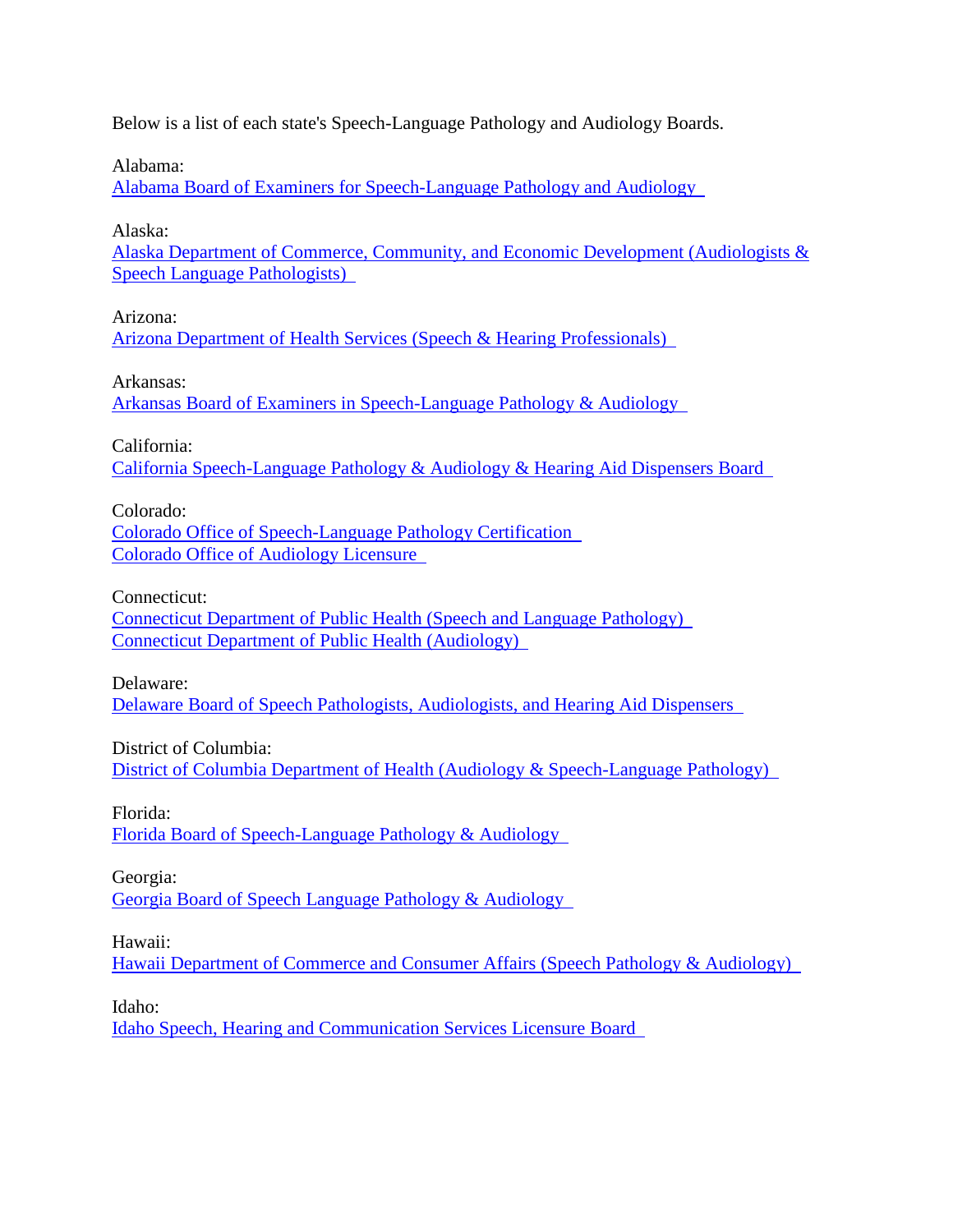Below is a list of each state's Speech-Language Pathology and Audiology Boards.

Alabama:
Alabama Board of Examiners for Speech-Language Pathology and Audiology

Alaska:
Alaska Department of Commerce, Community, and Economic Development (Audiologists & Speech Language Pathologists)

Arizona:
Arizona Department of Health Services (Speech & Hearing Professionals)

Arkansas:
Arkansas Board of Examiners in Speech-Language Pathology & Audiology

California:
California Speech-Language Pathology & Audiology & Hearing Aid Dispensers Board

Colorado:
Colorado Office of Speech-Language Pathology Certification
Colorado Office of Audiology Licensure

Connecticut:
Connecticut Department of Public Health (Speech and Language Pathology)
Connecticut Department of Public Health (Audiology)

Delaware:
Delaware Board of Speech Pathologists, Audiologists, and Hearing Aid Dispensers

District of Columbia:
District of Columbia Department of Health (Audiology & Speech-Language Pathology)

Florida:
Florida Board of Speech-Language Pathology & Audiology

Georgia:
Georgia Board of Speech Language Pathology & Audiology

Hawaii:
Hawaii Department of Commerce and Consumer Affairs (Speech Pathology & Audiology)

Idaho:
Idaho Speech, Hearing and Communication Services Licensure Board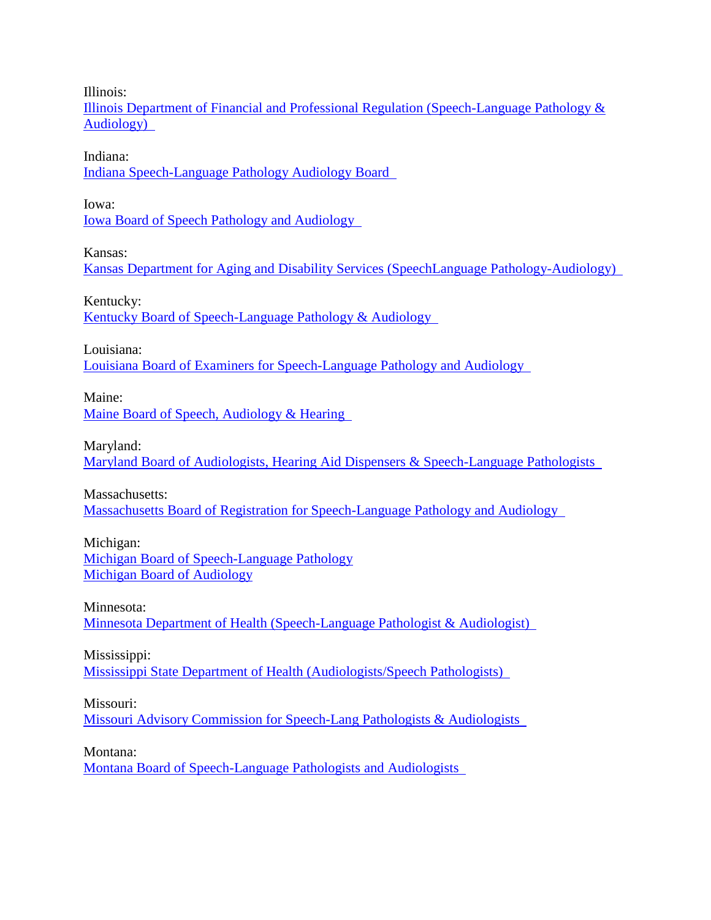Illinois:
Illinois Department of Financial and Professional Regulation (Speech-Language Pathology & Audiology)

Indiana:
Indiana Speech-Language Pathology Audiology Board

Iowa:
Iowa Board of Speech Pathology and Audiology

Kansas:
Kansas Department for Aging and Disability Services (SpeechLanguage Pathology-Audiology)

Kentucky:
Kentucky Board of Speech-Language Pathology & Audiology

Louisiana:
Louisiana Board of Examiners for Speech-Language Pathology and Audiology

Maine:
Maine Board of Speech, Audiology & Hearing

Maryland:
Maryland Board of Audiologists, Hearing Aid Dispensers & Speech-Language Pathologists

Massachusetts:
Massachusetts Board of Registration for Speech-Language Pathology and Audiology

Michigan:
Michigan Board of Speech-Language Pathology
Michigan Board of Audiology

Minnesota:
Minnesota Department of Health (Speech-Language Pathologist & Audiologist)

Mississippi:
Mississippi State Department of Health (Audiologists/Speech Pathologists)

Missouri:
Missouri Advisory Commission for Speech-Lang Pathologists & Audiologists

Montana:
Montana Board of Speech-Language Pathologists and Audiologists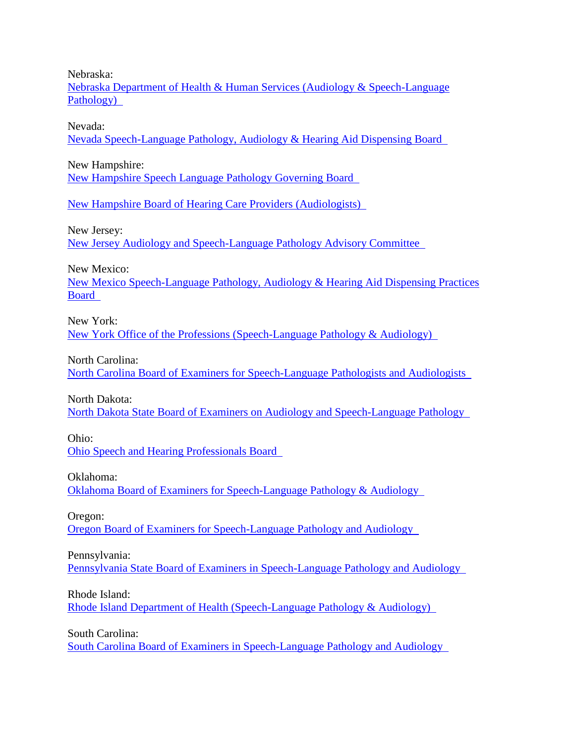Nebraska:
Nebraska Department of Health & Human Services (Audiology & Speech-Language Pathology)

Nevada:
Nevada Speech-Language Pathology, Audiology & Hearing Aid Dispensing Board

New Hampshire:
New Hampshire Speech Language Pathology Governing Board

New Hampshire Board of Hearing Care Providers (Audiologists)

New Jersey:
New Jersey Audiology and Speech-Language Pathology Advisory Committee

New Mexico:
New Mexico Speech-Language Pathology, Audiology & Hearing Aid Dispensing Practices Board

New York:
New York Office of the Professions (Speech-Language Pathology & Audiology)

North Carolina:
North Carolina Board of Examiners for Speech-Language Pathologists and Audiologists

North Dakota:
North Dakota State Board of Examiners on Audiology and Speech-Language Pathology

Ohio:
Ohio Speech and Hearing Professionals Board

Oklahoma:
Oklahoma Board of Examiners for Speech-Language Pathology & Audiology

Oregon:
Oregon Board of Examiners for Speech-Language Pathology and Audiology

Pennsylvania:
Pennsylvania State Board of Examiners in Speech-Language Pathology and Audiology

Rhode Island:
Rhode Island Department of Health (Speech-Language Pathology & Audiology)

South Carolina:
South Carolina Board of Examiners in Speech-Language Pathology and Audiology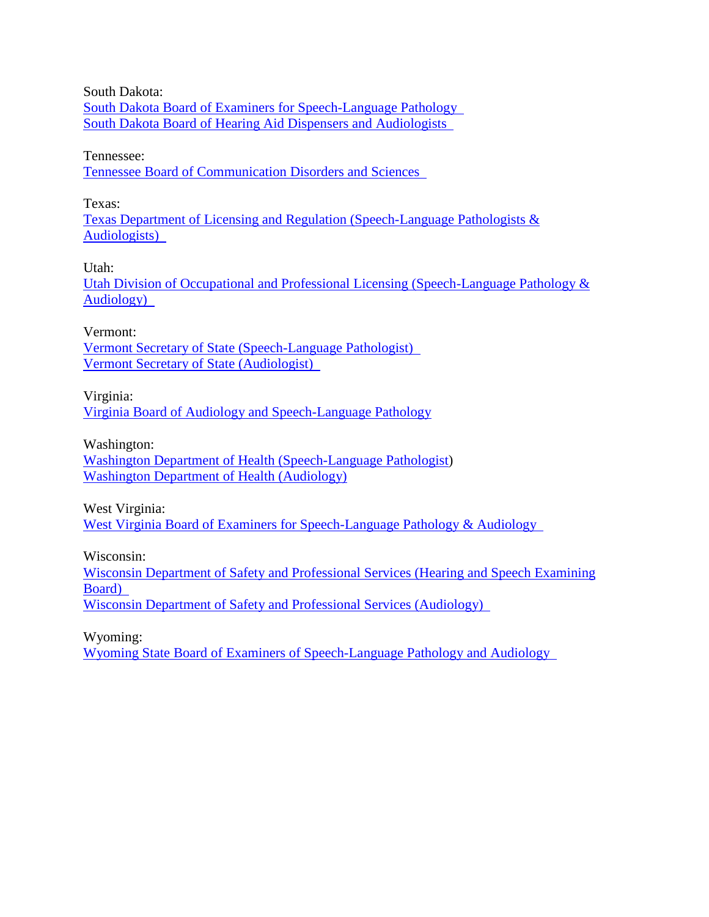South Dakota:
South Dakota Board of Examiners for Speech-Language Pathology
South Dakota Board of Hearing Aid Dispensers and Audiologists

Tennessee:
Tennessee Board of Communication Disorders and Sciences

Texas:
Texas Department of Licensing and Regulation (Speech-Language Pathologists & Audiologists)

Utah:
Utah Division of Occupational and Professional Licensing (Speech-Language Pathology & Audiology)

Vermont:
Vermont Secretary of State (Speech-Language Pathologist)
Vermont Secretary of State (Audiologist)

Virginia:
Virginia Board of Audiology and Speech-Language Pathology

Washington:
Washington Department of Health (Speech-Language Pathologist)
Washington Department of Health (Audiology)

West Virginia:
West Virginia Board of Examiners for Speech-Language Pathology & Audiology

Wisconsin:
Wisconsin Department of Safety and Professional Services (Hearing and Speech Examining Board)
Wisconsin Department of Safety and Professional Services (Audiology)

Wyoming:
Wyoming State Board of Examiners of Speech-Language Pathology and Audiology